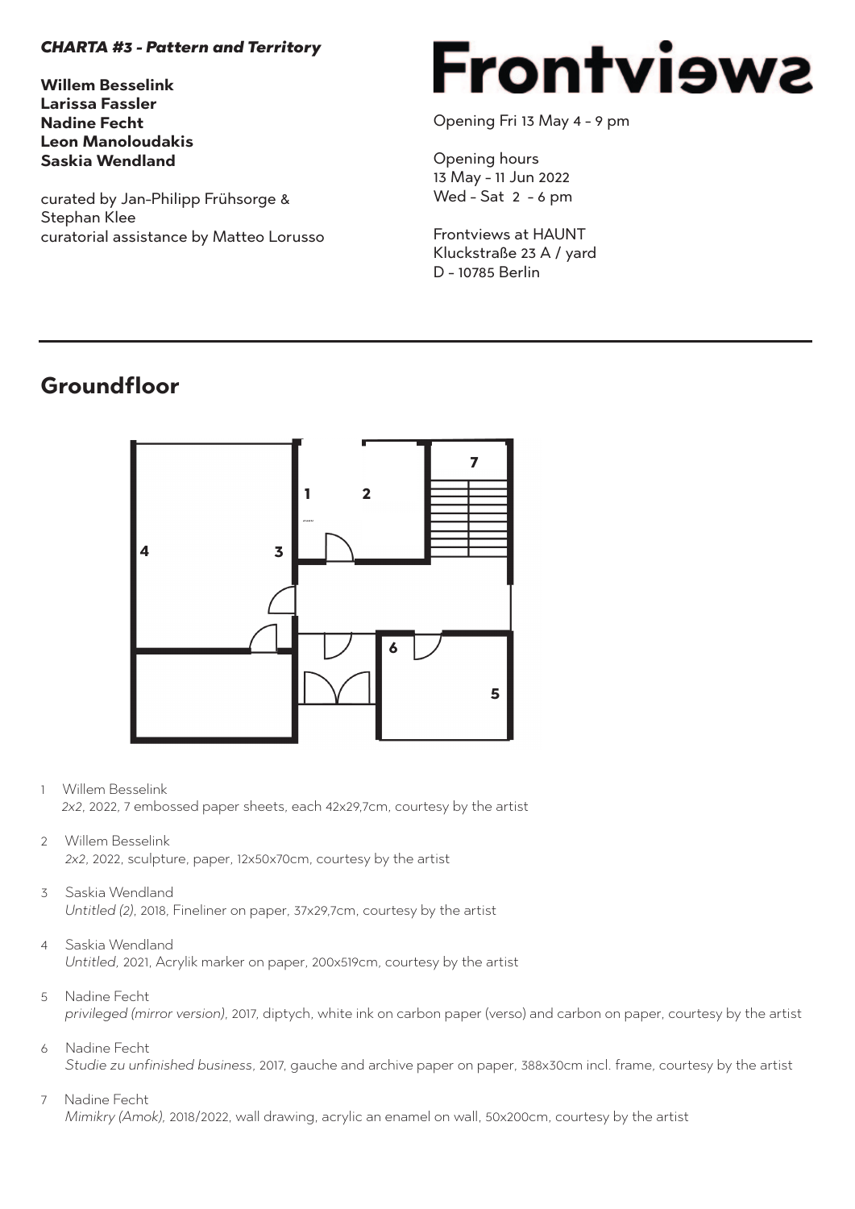***CHARTA #3 - Pattern and Territory***

**Willem Besselink**
**Larissa Fassler**
**Nadine Fecht**
**Leon Manoloudakis**
**Saskia Wendland**

curated by Jan-Philipp Frühsorge & Stephan Klee
curatorial assistance by Matteo Lorusso

# Frontviews

Opening Fri 13 May 4 - 9 pm

Opening hours
13 May - 11 Jun 2022
Wed - Sat 2 - 6 pm

Frontviews at HAUNT
Kluckstraße 23 A / yard
D - 10785 Berlin

---

## Groundfloor

1. Willem Besselink
   *2x2*, 2022, 7 embossed paper sheets, each 42x29,7cm, courtesy by the artist

2. Willem Besselink
   *2x2*, 2022, sculpture, paper, 12x50x70cm, courtesy by the artist

3. Saskia Wendland
   *Untitled (2)*, 2018, Fineliner on paper, 37x29,7cm, courtesy by the artist

4. Saskia Wendland
   *Untitled*, 2021, Acrylik marker on paper, 200x519cm, courtesy by the artist

5. Nadine Fecht
   *privileged (mirror version)*, 2017, diptych, white ink on carbon paper (verso) and carbon on paper, courtesy by the artist

6. Nadine Fecht
   *Studie zu unfinished business*, 2017, gauche and archive paper on paper, 388x30cm incl. frame, courtesy by the artist

7. Nadine Fecht
   *Mimikry (Amok)*, 2018/2022, wall drawing, acrylic an enamel on wall, 50x200cm, courtesy by the artist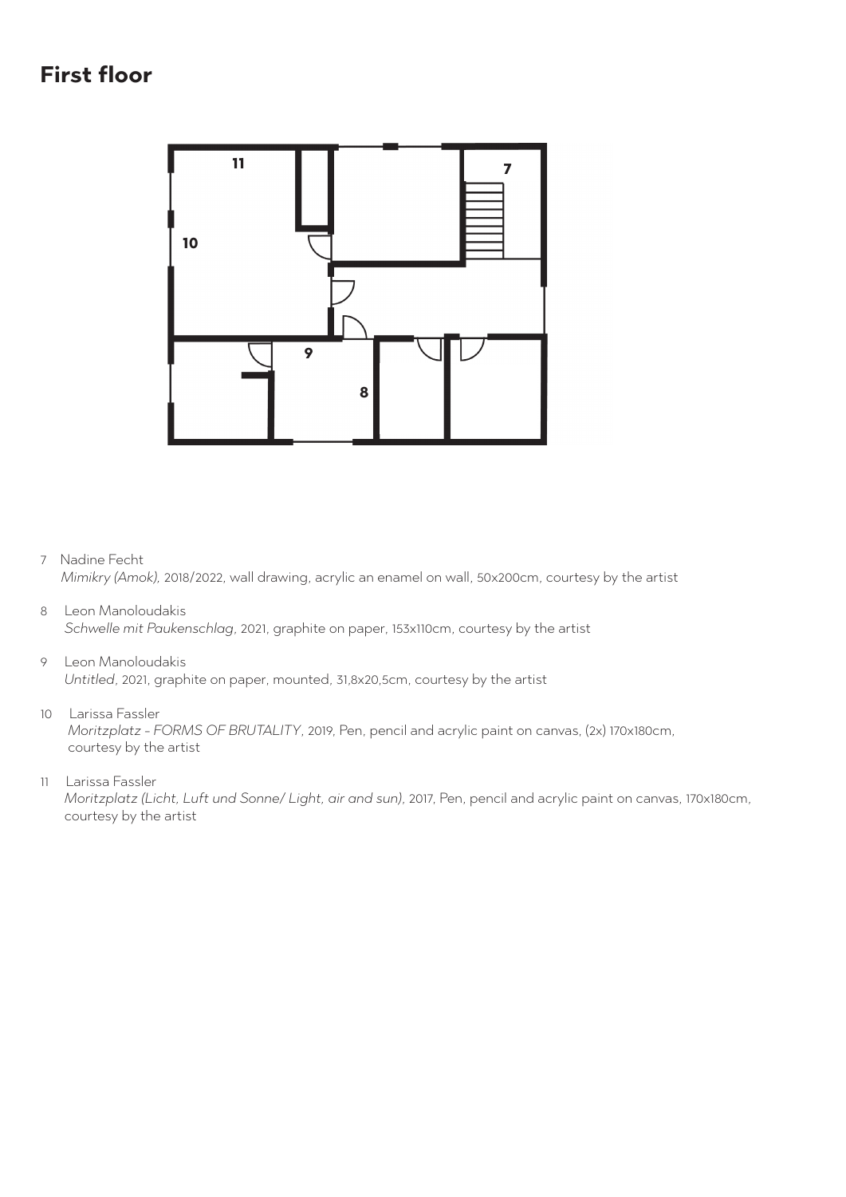## First floor

7 Nadine Fecht
*Mimikry (Amok),* 2018/2022, wall drawing, acrylic an enamel on wall, 50x200cm, courtesy by the artist

8 Leon Manoloudakis
*Schwelle mit Paukenschlag,* 2021, graphite on paper, 153x110cm, courtesy by the artist

9 Leon Manoloudakis
*Untitled,* 2021, graphite on paper, mounted, 31,8x20,5cm, courtesy by the artist

10 Larissa Fassler
*Moritzplatz - FORMS OF BRUTALITY*, 2019, Pen, pencil and acrylic paint on canvas, (2x) 170x180cm, courtesy by the artist

11 Larissa Fassler
*Moritzplatz (Licht, Luft und Sonne/ Light, air and sun),* 2017, Pen, pencil and acrylic paint on canvas, 170x180cm, courtesy by the artist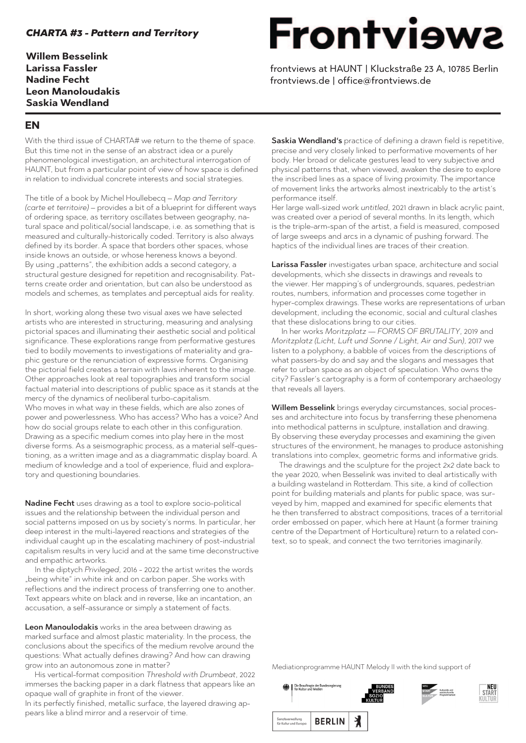***CHARTA #3 - Pattern and Territory***

**Willem Besselink**
**Larissa Fassler**
**Nadine Fecht**
**Leon Manoloudakis**
**Saskia Wendland**

# Frontviews

frontviews at HAUNT | Kluckstraße 23 A, 10785 Berlin
frontviews.de | office@frontviews.de

## EN

With the third issue of CHARTA# we return to the theme of space. But this time not in the sense of an abstract idea or a purely phenomenological investigation, an architectural interrogation of HAUNT, but from a particular point of view of how space is defined in relation to individual concrete interests and social strategies.

The title of a book by Michel Houllebecq – *Map and Territory (carte et territoire)* – provides a bit of a blueprint for different ways of ordering space, as territory oscillates between geography, natural space and political/social landscape, i.e. as something that is measured and culturally-historically coded. Territory is also always defined by its border. A space that borders other spaces, whose inside knows an outside, or whose hereness knows a beyond. By using „patterns", the exhibition adds a second category, a structural gesture designed for repetition and recognisability. Patterns create order and orientation, but can also be understood as models and schemes, as templates and perceptual aids for reality.

In short, working along these two visual axes we have selected artists who are interested in structuring, measuring and analysing pictorial spaces and illuminating their aesthetic social and political significance. These explorations range from performative gestures tied to bodily movements to investigations of materiality and graphic gesture or the renunciation of expressive forms. Organising the pictorial field creates a terrain with laws inherent to the image. Other approaches look at real topographies and transform social factual material into descriptions of public space as it stands at the mercy of the dynamics of neoliberal turbo-capitalism.
Who moves in what way in these fields, which are also zones of power and powerlessness. Who has access? Who has a voice? And how do social groups relate to each other in this configuration. Drawing as a specific medium comes into play here in the most diverse forms. As a seismographic process, as a material self-questioning, as a written image and as a diagrammatic display board. A medium of knowledge and a tool of experience, fluid and exploratory and questioning boundaries.

**Nadine Fecht** uses drawing as a tool to explore socio-political issues and the relationship between the individual person and social patterns imposed on us by society's norms. In particular, her deep interest in the multi-layered reactions and strategies of the individual caught up in the escalating machinery of post-industrial capitalism results in very lucid and at the same time deconstructive and empathic artworks.

In the diptych *Privileged*, 2016 - 2022 the artist writes the words „being white" in white ink and on carbon paper. She works with reflections and the indirect process of transferring one to another. Text appears white on black and in reverse, like an incantation, an accusation, a self-assurance or simply a statement of facts.

**Leon Manoulodakis** works in the area between drawing as marked surface and almost plastic materiality. In the process, the conclusions about the specifics of the medium revolve around the questions: What actually defines drawing? And how can drawing grow into an autonomous zone in matter?

His vertical-format composition *Threshold with Drumbeat*, 2022 immerses the backing paper in a dark flatness that appears like an opaque wall of graphite in front of the viewer.
In its perfectly finished, metallic surface, the layered drawing appears like a blind mirror and a reservoir of time.

**Saskia Wendland's** practice of defining a drawn field is repetitive, precise and very closely linked to performative movements of her body. Her broad or delicate gestures lead to very subjective and physical patterns that, when viewed, awaken the desire to explore the inscribed lines as a space of living proximity. The importance of movement links the artworks almost inextricably to the artist's performance itself.
Her large wall-sized work *untitled*, 2021 drawn in black acrylic paint, was created over a period of several months. In its length, which is the triple-arm-span of the artist, a field is measured, composed of large sweeps and arcs in a dynamic of pushing forward. The haptics of the individual lines are traces of their creation.

**Larissa Fassler** investigates urban space, architecture and social developments, which she dissects in drawings and reveals to the viewer. Her mapping's of undergrounds, squares, pedestrian routes, numbers, information and processes come together in hyper-complex drawings. These works are representations of urban development, including the economic, social and cultural clashes that these dislocations bring to our cities.

In her works *Moritzplatz — FORMS OF BRUTALITY*, 2019 and *Moritzplatz (Licht, Luft und Sonne / Light, Air and Sun)*, 2017 we listen to a polyphony, a babble of voices from the descriptions of what passers-by do and say and the slogans and messages that refer to urban space as an object of speculation. Who owns the city? Fassler's cartography is a form of contemporary archaeology that reveals all layers.

**Willem Besselink** brings everyday circumstances, social processes and architecture into focus by transferring these phenomena into methodical patterns in sculpture, installation and drawing. By observing these everyday processes and examining the given structures of the environment, he manages to produce astonishing translations into complex, geometric forms and informative grids.

The drawings and the sculpture for the project *2x2* date back to the year 2020, when Besselink was invited to deal artistically with a building wasteland in Rotterdam. This site, a kind of collection point for building materials and plants for public space, was surveyed by him, mapped and examined for specific elements that he then transferred to abstract compositions, traces of a territorial order embossed on paper, which here at Haunt (a former training centre of the Department of Horticulture) return to a related context, so to speak, and connect the two territories imaginarily.

Mediationprogramme HAUNT Melody II with the kind support of

Die Beauftragte der Bundesregierung für Kultur und Medien | BUNDESVERBAND SOZIOKULTUR | NEUSTART KULTUR | Senatsverwaltung für Kultur und Europa BERLIN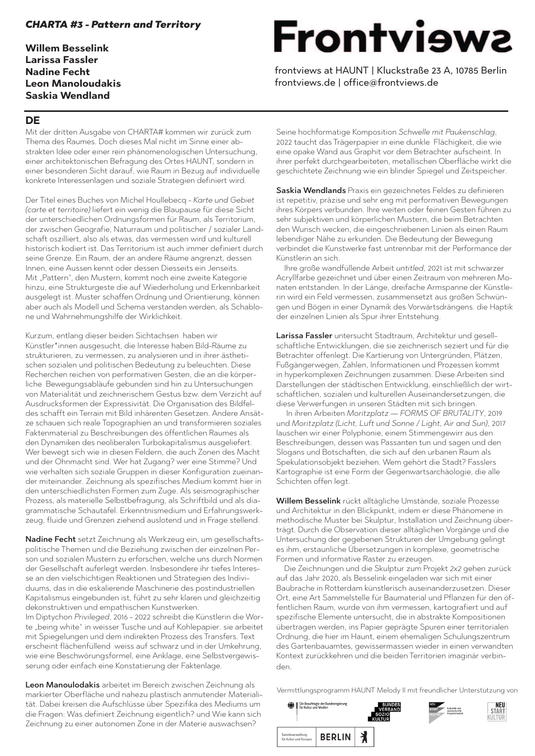***CHARTA #3 - Pattern and Territory***

**Willem Besselink**
**Larissa Fassler**
**Nadine Fecht**
**Leon Manoloudakis**
**Saskia Wendland**

# Frontviews

frontviews at HAUNT | Kluckstraße 23 A, 10785 Berlin
frontviews.de | office@frontviews.de

## DE

Mit der dritten Ausgabe von CHARTA# kommen wir zurück zum Thema des Raumes. Doch dieses Mal nicht im Sinne einer abstrakten Idee oder einer rein phänomenologischen Untersuchung, einer architektonischen Befragung des Ortes HAUNT, sondern in einer besonderen Sicht darauf, wie Raum in Bezug auf individuelle konkrete Interessenlagen und soziale Strategien definiert wird.

Der Titel eines Buches von Michel Houllebecq - *Karte und Gebiet (carte et territoire)* liefert ein wenig die Blaupause für diese Sicht der unterschiedlichen Ordnungsformen für Raum, als Territorium, der zwischen Geografie, Naturraum und politischer / sozialer Landschaft oszilliert, also als etwas, das vermessen wird und kulturell historisch kodiert ist. Das Territorium ist auch immer definiert durch seine Grenze. Ein Raum, der an andere Räume angrenzt, dessen Innen, eine Aussen kennt oder dessen Diesseits ein Jenseits. Mit „Pattern", den Mustern, kommt noch eine zweite Kategorie hinzu, eine Strukturgeste die auf Wiederholung und Erkennbarkeit ausgelegt ist. Muster schaffen Ordnung und Orientierung, können aber auch als Modell und Schema verstanden werden, als Schablone und Wahrnehmungshilfe der Wirklichkeit.

Kurzum, entlang dieser beiden Sichtachsen haben wir Künstler*innen ausgesucht, die Interesse haben Bild-Räume zu strukturieren, zu vermessen, zu analysieren und in ihrer ästhetischen sozialen und politischen Bedeutung zu beleuchten. Diese Recherchen reichen von performativen Gesten, die an die körperliche Bewegungsabläufe gebunden sind hin zu Untersuchungen von Materialität und zeichnerischem Gestus bzw. dem Verzicht auf Ausdrucksformen der Expressivität. Die Organisation des Bildfeldes schafft ein Terrain mit Bild inhärenten Gesetzen. Andere Ansätze schauen sich reale Topographien an und transformieren soziales Faktenmaterial zu Beschreibungen des öffentlichen Raumes als den Dynamiken des neoliberalen Turbokapitalismus ausgeliefert. Wer bewegt sich wie in diesen Feldern, die auch Zonen des Macht und der Ohnmacht sind. Wer hat Zugang? wer eine Stimme? Und wie verhalten sich soziale Gruppen in dieser Konfiguration zueinander miteinander. Zeichnung als spezifisches Medium kommt hier in den unterschiedlichsten Formen zum Zuge. Als seismographischer Prozess, als materielle Selbstbefragung, als Schriftbild und als diagrammatische Schautafel. Erkenntnismedium und Erfahrungswerkzeug, fluide und Grenzen ziehend auslotend und in Frage stellend.

**Nadine Fecht** setzt Zeichnung als Werkzeug ein, um gesellschaftspolitische Themen und die Beziehung zwischen der einzelnen Person und sozialen Mustern zu erforschen, welche uns durch Normen der Gesellschaft auferlegt werden. Insbesondere ihr tiefes Interesse an den vielschichtigen Reaktionen und Strategien des Individuums, das in die eskalierende Maschinerie des postindustriellen Kapitalismus eingebunden ist, führt zu sehr klaren und gleichzeitig dekonstruktiven und empathischen Kunstwerken.
Im Diptychon *Privileged*, 2016 - 2022 schreibt die Künstlerin die Worte „being white" in weisser Tusche und auf Kohlepapier. sie arbeitet mit Spiegelungen und dem indirekten Prozess des Transfers. Text erscheint flächenfüllend weiss auf schwarz und in der Umkehrung, wie eine Beschwörungsformel, eine Anklage, eine Selbstvergewisserung oder einfach eine Konstatierung der Faktenlage.

**Leon Manoulodakis** arbeitet im Bereich zwischen Zeichnung als markierter Oberfläche und nahezu plastisch anmutender Materialität. Dabei kreisen die Aufschlüsse über Spezifika des Mediums um die Fragen: Was definiert Zeichnung eigentlich? und Wie kann sich Zeichnung zu einer autonomen Zone in der Materie auswachsen?

Seine hochformatige Komposition *Schwelle mit Paukenschlag*, 2022 taucht das Trägerpapier in eine dunkle Flächigkeit, die wie eine opake Wand aus Graphit vor dem Betrachter aufscheint. In ihrer perfekt durchgearbeiteten, metallischen Oberfläche wirkt die geschichtete Zeichnung wie ein blinder Spiegel und Zeitspeicher.

**Saskia Wendlands** Praxis ein gezeichnetes Feldes zu definieren ist repetitiv, präzise und sehr eng mit performativen Bewegungen ihres Körpers verbunden. Ihre weiten oder feinen Gesten führen zu sehr subjektiven und körperlichen Mustern, die beim Betrachten den Wunsch wecken, die eingeschriebenen Linien als einen Raum lebendiger Nähe zu erkunden. Die Bedeutung der Bewegung verbindet die Kunstwerke fast untrennbar mit der Performance der Künstlerin an sich.
Ihre große wandfüllende Arbeit *untitled*, 2021 ist mit schwarzer Acryllfarbe gezeichnet und über einen Zeitraum von mehreren Monaten entstanden. In der Länge, dreifache Armspanne der Künstlerin wird ein Feld vermessen, zusammensetzt aus großen Schwüngen und Bögen in einer Dynamik des Vorwärtsdrängens. die Haptik der einzelnen Linien als Spur ihrer Entstehung.

**Larissa Fassler** untersucht Stadtraum, Architektur und gesellschaftliche Entwicklungen, die sie zeichnerisch seziert und für die Betrachter offenlegt. Die Kartierung von Untergründen, Plätzen, Fußgängerwegen, Zahlen, Informationen und Prozessen kommt in hyperkomplexen Zeichnungen zusammen. Diese Arbeiten sind Darstellungen der städtischen Entwicklung, einschließlich der wirtschaftlichen, sozialen und kulturellen Auseinandersetzungen, die diese Verwerfungen in unseren Städten mit sich bringen.
In ihren Arbeiten *Moritzplatz — FORMS OF BRUTALITY*, 2019 und *Moritzplatz (Licht, Luft und Sonne / Light, Air and Sun)*, 2017 lauschen wir einer Polyphonie, einem Stimmengewirr aus den Beschreibungen, dessen was Passanten tun und sagen und den Slogans und Botschaften, die sich auf den urbanen Raum als Spekulationsobjekt beziehen. Wem gehört die Stadt? Fasslers Kartographie ist eine Form der Gegenwartsarchäologie, die alle Schichten offen legt.

**Willem Besselink** rückt alltägliche Umstände, soziale Prozesse und Architektur in den Blickpunkt, indem er diese Phänomene in methodische Muster bei Skulptur, Installation und Zeichnung überträgt. Durch die Observation dieser alltäglichen Vorgänge und die Untersuchung der gegebenen Strukturen der Umgebung gelingt es ihm, erstaunliche Übersetzungen in komplexe, geometrische Formen und informative Raster zu erzeugen.
Die Zeichnungen und die Skulptur zum Projekt *2x2* gehen zurück auf das Jahr 2020, als Besselink eingeladen war sich mit einer Baubrache in Rotterdam künstlerisch auseinanderzusetzen. Dieser Ort, eine Art Sammelstelle für Baumaterial und Pflanzen für den öffentlichen Raum, wurde von ihm vermessen, kartografiert und auf spezifische Elemente untersucht, die in abstrakte Kompositionen übertragen werden, ins Papier geprägte Spuren einer territorialen Ordnung, die hier im Haunt, einem ehemaligen Schulungszentrum des Gartenbauamtes, gewissermassen wieder in einen verwandten Kontext zurückkehren und die beiden Territorien imaginär verbinden.

Vermittlungsprogramm HAUNT Melody II mit freundlicher Unterstützung von

Die Beauftragte der Bundesregierung für Kultur und Medien | BUNDESVERBAND SOZIOKULTUR | NEUSTART KULTUR | Senatsverwaltung für Kultur und Europa BERLIN